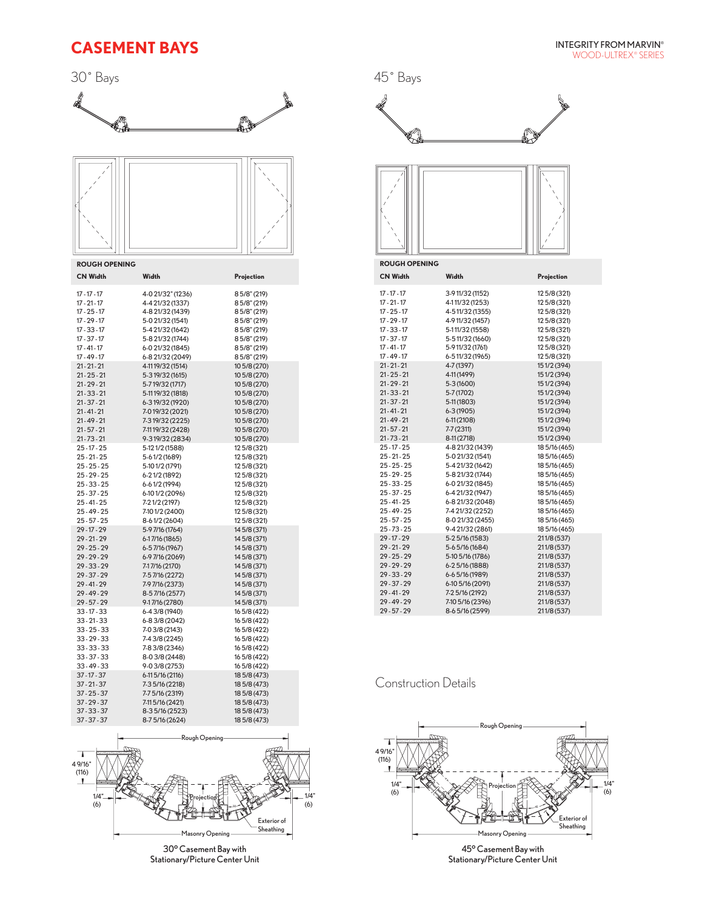# CASEMENT BAYS

INTEGRITY FROM MARVIN®
WOOD-ULTREX® SERIES

## 30° Bays

**ROUGH OPENING**

| CN Width | Width | Projection |
|---|---|---|
| 17 - 17 - 17 | 4-0 21/32" (1236) | 8 5/8" (219) |
| 17 - 21 - 17 | 4-4 21/32 (1337) | 8 5/8" (219) |
| 17 - 25 - 17 | 4-8 21/32 (1439) | 8 5/8" (219) |
| 17 - 29 - 17 | 5-0 21/32 (1541) | 8 5/8" (219) |
| 17 - 33 - 17 | 5-4 21/32 (1642) | 8 5/8" (219) |
| 17 - 37 - 17 | 5-8 21/32 (1744) | 8 5/8" (219) |
| 17 - 41 - 17 | 6-0 21/32 (1845) | 8 5/8" (219) |
| 17 - 49 - 17 | 6-8 21/32 (2049) | 8 5/8" (219) |
| 21 - 21 - 21 | 4-11 19/32 (1514) | 10 5/8 (270) |
| 21 - 25 - 21 | 5-3 19/32 (1615) | 10 5/8 (270) |
| 21 - 29 - 21 | 5-7 19/32 (1717) | 10 5/8 (270) |
| 21 - 33 - 21 | 5-11 19/32 (1818) | 10 5/8 (270) |
| 21 - 37 - 21 | 6-3 19/32 (1920) | 10 5/8 (270) |
| 21 - 41 - 21 | 7-0 19/32 (2021) | 10 5/8 (270) |
| 21 - 49 - 21 | 7-3 19/32 (2225) | 10 5/8 (270) |
| 21 - 57 - 21 | 7-11 19/32 (2428) | 10 5/8 (270) |
| 21 - 73 - 21 | 9-3 19/32 (2834) | 10 5/8 (270) |
| 25 - 17 - 25 | 5-1 21/2 (1588) | 12 5/8 (321) |
| 25 - 21 - 25 | 5-6 1/2 (1689) | 12 5/8 (321) |
| 25 - 25 - 25 | 5-10 1/2 (1791) | 12 5/8 (321) |
| 25 - 29 - 25 | 6-2 1/2 (1892) | 12 5/8 (321) |
| 25 - 33 - 25 | 6-6 1/2 (1994) | 12 5/8 (321) |
| 25 - 37 - 25 | 6-10 1/2 (2096) | 12 5/8 (321) |
| 25 - 41 - 25 | 7-2 1/2 (2197) | 12 5/8 (321) |
| 25 - 49 - 25 | 7-10 1/2 (2400) | 12 5/8 (321) |
| 25 - 57 - 25 | 8-6 1/2 (2604) | 12 5/8 (321) |
| 29 - 17 - 29 | 5-9 7/16 (1764) | 14 5/8 (371) |
| 29 - 21 - 29 | 6-1 7/16 (1865) | 14 5/8 (371) |
| 29 - 25 - 29 | 6-5 7/16 (1967) | 14 5/8 (371) |
| 29 - 29 - 29 | 6-9 7/16 (2069) | 14 5/8 (371) |
| 29 - 33 - 29 | 7-1 7/16 (2170) | 14 5/8 (371) |
| 29 - 37 - 29 | 7-5 7/16 (2272) | 14 5/8 (371) |
| 29 - 41 - 29 | 7-9 7/16 (2373) | 14 5/8 (371) |
| 29 - 49 - 29 | 8-5 7/16 (2577) | 14 5/8 (371) |
| 29 - 57 - 29 | 9-1 7/16 (2780) | 14 5/8 (371) |
| 33 - 17 - 33 | 6-4 3/8 (1940) | 16 5/8 (422) |
| 33 - 21 - 33 | 6-8 3/8 (2042) | 16 5/8 (422) |
| 33 - 25 - 33 | 7-0 3/8 (2143) | 16 5/8 (422) |
| 33 - 29 - 33 | 7-4 3/8 (2245) | 16 5/8 (422) |
| 33 - 33 - 33 | 7-8 3/8 (2346) | 16 5/8 (422) |
| 33 - 37 - 33 | 8-0 3/8 (2448) | 16 5/8 (422) |
| 33 - 49 - 33 | 9-0 3/8 (2753) | 16 5/8 (422) |
| 37 - 17 - 37 | 6-11 5/16 (2116) | 18 5/8 (473) |
| 37 - 21 - 37 | 7-3 5/16 (2218) | 18 5/8 (473) |
| 37 - 25 - 37 | 7-7 5/16 (2319) | 18 5/8 (473) |
| 37 - 29 - 37 | 7-11 5/16 (2421) | 18 5/8 (473) |
| 37 - 33 - 37 | 8-3 5/16 (2523) | 18 5/8 (473) |
| 37 - 37 - 37 | 8-7 5/16 (2624) | 18 5/8 (473) |

Rough Opening
4 9/16" (116)
Projection
1/4" (6)
1/4" (6)
Exterior of Sheathing
Masonry Opening

30° Casement Bay with Stationary/Picture Center Unit

## 45° Bays

**ROUGH OPENING**

| CN Width | Width | Projection |
|---|---|---|
| 17 - 17 - 17 | 3-9 11/32 (1152) | 12 5/8 (321) |
| 17 - 21 - 17 | 4-1 11/32 (1253) | 12 5/8 (321) |
| 17 - 25 - 17 | 4-5 11/32 (1355) | 12 5/8 (321) |
| 17 - 29 - 17 | 4-9 11/32 (1457) | 12 5/8 (321) |
| 17 - 33 - 17 | 5-1 11/32 (1558) | 12 5/8 (321) |
| 17 - 37 - 17 | 5-5 11/32 (1660) | 12 5/8 (321) |
| 17 - 41 - 17 | 5-9 11/32 (1761) | 12 5/8 (321) |
| 17 - 49 - 17 | 6-5 11/32 (1965) | 12 5/8 (321) |
| 21 - 21 - 21 | 4-7 (1397) | 15 1/2 (394) |
| 21 - 25 - 21 | 4-11 (1499) | 15 1/2 (394) |
| 21 - 29 - 21 | 5-3 (1600) | 15 1/2 (394) |
| 21 - 33 - 21 | 5-7 (1702) | 15 1/2 (394) |
| 21 - 37 - 21 | 5-11 (1803) | 15 1/2 (394) |
| 21 - 41 - 21 | 6-3 (1905) | 15 1/2 (394) |
| 21 - 49 - 21 | 6-11 (2108) | 15 1/2 (394) |
| 21 - 57 - 21 | 7-7 (2311) | 15 1/2 (394) |
| 21 - 73 - 21 | 8-11 (2718) | 15 1/2 (394) |
| 25 - 17 - 25 | 4-8 21/32 (1439) | 18 5/16 (465) |
| 25 - 21 - 25 | 5-0 21/32 (1541) | 18 5/16 (465) |
| 25 - 25 - 25 | 5-4 21/32 (1642) | 18 5/16 (465) |
| 25 - 29 - 25 | 5-8 21/32 (1744) | 18 5/16 (465) |
| 25 - 33 - 25 | 6-0 21/32 (1845) | 18 5/16 (465) |
| 25 - 37 - 25 | 6-4 21/32 (1947) | 18 5/16 (465) |
| 25 - 41 - 25 | 6-8 21/32 (2048) | 18 5/16 (465) |
| 25 - 49 - 25 | 7-4 21/32 (2252) | 18 5/16 (465) |
| 25 - 57 - 25 | 8-0 21/32 (2455) | 18 5/16 (465) |
| 25 - 73 - 25 | 9-4 21/32 (2861) | 18 5/16 (465) |
| 29 - 17 - 29 | 5-2 5/16 (1583) | 21 1/8 (537) |
| 29 - 21 - 29 | 5-6 5/16 (1684) | 21 1/8 (537) |
| 29 - 25 - 29 | 5-10 5/16 (1786) | 21 1/8 (537) |
| 29 - 29 - 29 | 6-2 5/16 (1888) | 21 1/8 (537) |
| 29 - 33 - 29 | 6-6 5/16 (1989) | 21 1/8 (537) |
| 29 - 37 - 29 | 6-10 5/16 (2091) | 21 1/8 (537) |
| 29 - 41 - 29 | 7-2 5/16 (2192) | 21 1/8 (537) |
| 29 - 49 - 29 | 7-10 5/16 (2396) | 21 1/8 (537) |
| 29 - 57 - 29 | 8-6 5/16 (2599) | 21 1/8 (537) |

## Construction Details

Rough Opening
4 9/16" (116)
Projection
1/4" (6)
1/4" (6)
Exterior of Sheathing
Masonry Opening

45° Casement Bay with Stationary/Picture Center Unit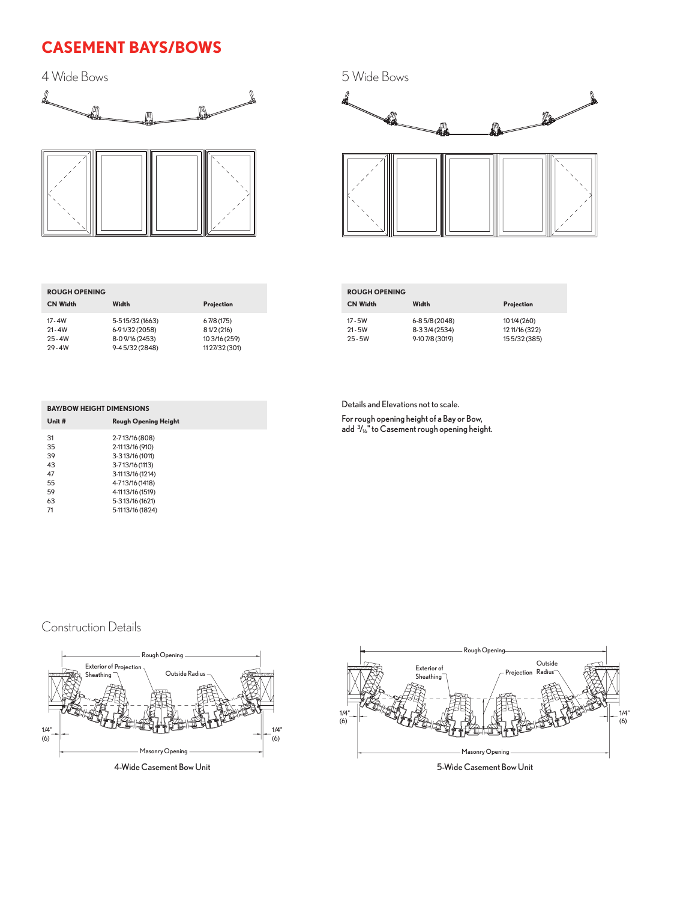# CASEMENT BAYS/BOWS

## 4 Wide Bows

| ROUGH OPENING | | |
|---|---|---|
| CN Width | Width | Projection |
| 17-4W | 5-5 15/32 (1663) | 6 7/8 (175) |
| 21-4W | 6-9 1/32 (2058) | 8 1/2 (216) |
| 25-4W | 8-0 9/16 (2453) | 10 3/16 (259) |
| 29-4W | 9-4 5/32 (2848) | 11 27/32 (301) |

## 5 Wide Bows

| ROUGH OPENING | | |
|---|---|---|
| CN Width | Width | Projection |
| 17-5W | 6-8 5/8 (2048) | 10 1/4 (260) |
| 21-5W | 8-3 3/4 (2534) | 12 11/16 (322) |
| 25-5W | 9-10 7/8 (3019) | 15 5/32 (385) |

| BAY/BOW HEIGHT DIMENSIONS | |
|---|---|
| Unit # | Rough Opening Height |
| 31 | 2-7 13/16 (808) |
| 35 | 2-11 13/16 (910) |
| 39 | 3-3 13/16 (1011) |
| 43 | 3-7 13/16 (1113) |
| 47 | 3-11 13/16 (1214) |
| 55 | 4-7 13/16 (1418) |
| 59 | 4-11 13/16 (1519) |
| 63 | 5-3 13/16 (1621) |
| 71 | 5-11 13/16 (1824) |

Details and Elevations not to scale.

For rough opening height of a Bay or Bow, add 3/16" to Casement rough opening height.

## Construction Details

Rough Opening, Exterior of Sheathing, Projection, Outside Radius, 1/4" (6), 1/4" (6), Masonry Opening

4-Wide Casement Bow Unit

Rough Opening, Exterior of Sheathing, Projection, Outside Radius, 1/4" (6), 1/4" (6), Masonry Opening

5-Wide Casement Bow Unit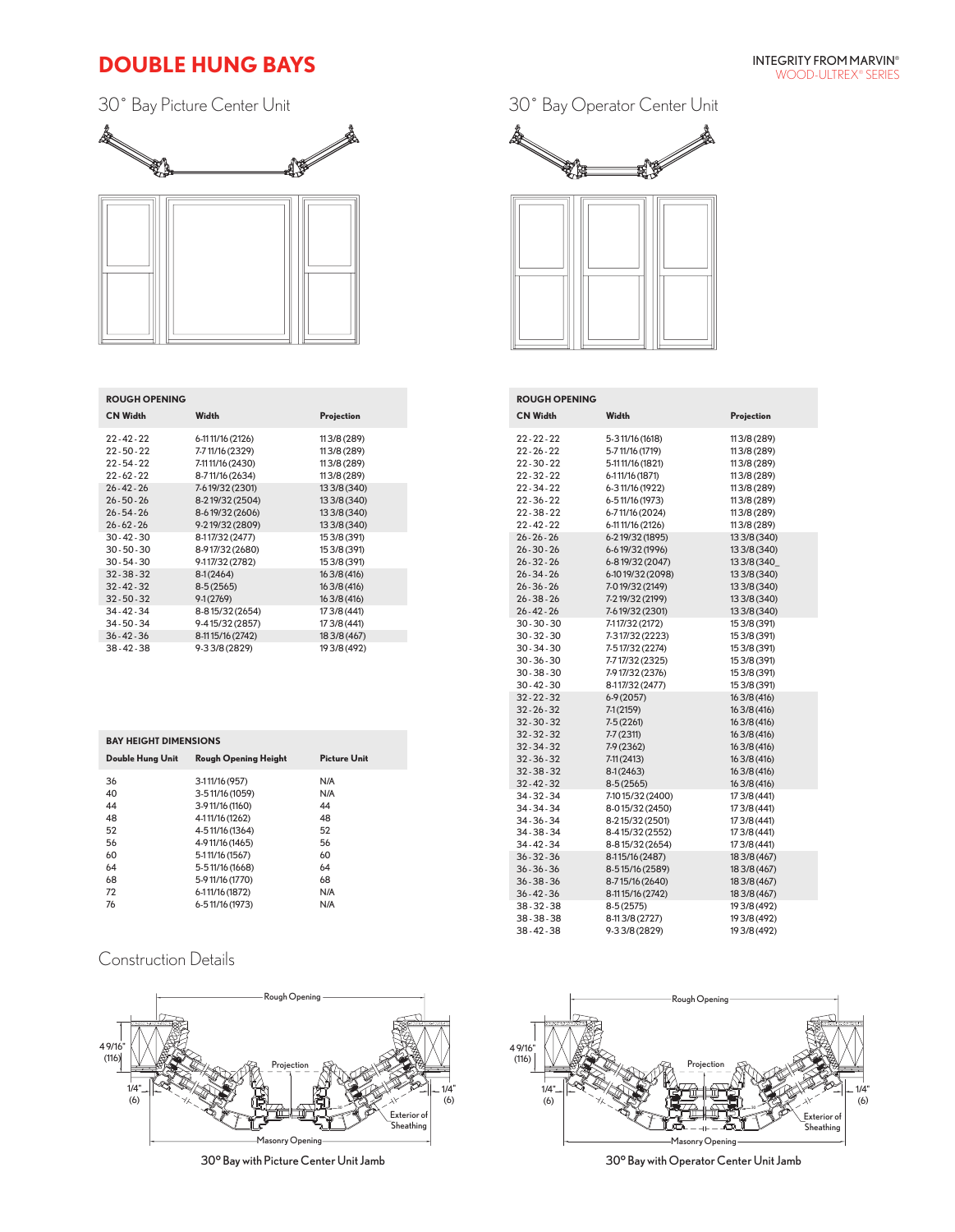# DOUBLE HUNG BAYS

INTEGRITY FROM MARVIN®
WOOD-ULTREX® SERIES

## 30° Bay Picture Center Unit

| ROUGH OPENING | | |
|---|---|---|
| CN Width | Width | Projection |
| 22-42-22 | 6-11 11/16 (2126) | 11 3/8 (289) |
| 22-50-22 | 7-7 11/16 (2329) | 11 3/8 (289) |
| 22-54-22 | 7-11 11/16 (2430) | 11 3/8 (289) |
| 22-62-22 | 8-7 11/16 (2634) | 11 3/8 (289) |
| 26-42-26 | 7-6 19/32 (2301) | 13 3/8 (340) |
| 26-50-26 | 8-2 19/32 (2504) | 13 3/8 (340) |
| 26-54-26 | 8-6 19/32 (2606) | 13 3/8 (340) |
| 26-62-26 | 9-2 19/32 (2809) | 13 3/8 (340) |
| 30-42-30 | 8-1 17/32 (2477) | 15 3/8 (391) |
| 30-50-30 | 8-9 17/32 (2680) | 15 3/8 (391) |
| 30-54-30 | 9-1 17/32 (2782) | 15 3/8 (391) |
| 32-38-32 | 8-1 (2464) | 16 3/8 (416) |
| 32-42-32 | 8-5 (2565) | 16 3/8 (416) |
| 32-50-32 | 9-1 (2769) | 16 3/8 (416) |
| 34-42-34 | 8-8 15/32 (2654) | 17 3/8 (441) |
| 34-50-34 | 9-4 15/32 (2857) | 17 3/8 (441) |
| 36-42-36 | 8-11 15/16 (2742) | 18 3/8 (467) |
| 38-42-38 | 9-3 3/8 (2829) | 19 3/8 (492) |

| BAY HEIGHT DIMENSIONS | | |
|---|---|---|
| Double Hung Unit | Rough Opening Height | Picture Unit |
| 36 | 3-1 11/16 (957) | N/A |
| 40 | 3-5 11/16 (1059) | N/A |
| 44 | 3-9 11/16 (1160) | 44 |
| 48 | 4-1 11/16 (1262) | 48 |
| 52 | 4-5 11/16 (1364) | 52 |
| 56 | 4-9 11/16 (1465) | 56 |
| 60 | 5-1 11/16 (1567) | 60 |
| 64 | 5-5 11/16 (1668) | 64 |
| 68 | 5-9 11/16 (1770) | 68 |
| 72 | 6-1 11/16 (1872) | N/A |
| 76 | 6-5 11/16 (1973) | N/A |

## 30° Bay Operator Center Unit

| ROUGH OPENING | | |
|---|---|---|
| CN Width | Width | Projection |
| 22-22-22 | 5-3 11/16 (1618) | 11 3/8 (289) |
| 22-26-22 | 5-7 11/16 (1719) | 11 3/8 (289) |
| 22-30-22 | 5-11 11/16 (1821) | 11 3/8 (289) |
| 22-32-22 | 6-1 11/16 (1871) | 11 3/8 (289) |
| 22-34-22 | 6-3 11/16 (1922) | 11 3/8 (289) |
| 22-36-22 | 6-5 11/16 (1973) | 11 3/8 (289) |
| 22-38-22 | 6-7 11/16 (2024) | 11 3/8 (289) |
| 22-42-22 | 6-11 11/16 (2126) | 11 3/8 (289) |
| 26-26-26 | 6-2 19/32 (1895) | 13 3/8 (340) |
| 26-30-26 | 6-6 19/32 (1996) | 13 3/8 (340) |
| 26-32-26 | 6-8 19/32 (2047) | 13 3/8 (340_ |
| 26-34-26 | 6-10 19/32 (2098) | 13 3/8 (340) |
| 26-36-26 | 7-0 19/32 (2149) | 13 3/8 (340) |
| 26-38-26 | 7-2 19/32 (2199) | 13 3/8 (340) |
| 26-42-26 | 7-6 19/32 (2301) | 13 3/8 (340) |
| 30-30-30 | 7-1 17/32 (2172) | 15 3/8 (391) |
| 30-32-30 | 7-3 17/32 (2223) | 15 3/8 (391) |
| 30-34-30 | 7-5 17/32 (2274) | 15 3/8 (391) |
| 30-36-30 | 7-7 17/32 (2325) | 15 3/8 (391) |
| 30-38-30 | 7-9 17/32 (2376) | 15 3/8 (391) |
| 30-42-30 | 8-1 17/32 (2477) | 15 3/8 (391) |
| 32-22-32 | 6-9 (2057) | 16 3/8 (416) |
| 32-26-32 | 7-1 (2159) | 16 3/8 (416) |
| 32-30-32 | 7-5 (2261) | 16 3/8 (416) |
| 32-32-32 | 7-7 (2311) | 16 3/8 (416) |
| 32-34-32 | 7-9 (2362) | 16 3/8 (416) |
| 32-36-32 | 7-11 (2413) | 16 3/8 (416) |
| 32-38-32 | 8-1 (2463) | 16 3/8 (416) |
| 32-42-32 | 8-5 (2565) | 16 3/8 (416) |
| 34-32-34 | 7-10 15/32 (2400) | 17 3/8 (441) |
| 34-34-34 | 8-0 15/32 (2450) | 17 3/8 (441) |
| 34-36-34 | 8-2 15/32 (2501) | 17 3/8 (441) |
| 34-38-34 | 8-4 15/32 (2552) | 17 3/8 (441) |
| 34-42-34 | 8-8 15/32 (2654) | 17 3/8 (441) |
| 36-32-36 | 8-1 15/16 (2487) | 18 3/8 (467) |
| 36-36-36 | 8-5 15/16 (2589) | 18 3/8 (467) |
| 36-38-36 | 8-7 15/16 (2640) | 18 3/8 (467) |
| 36-42-36 | 8-11 15/16 (2742) | 18 3/8 (467) |
| 38-32-38 | 8-5 (2575) | 19 3/8 (492) |
| 38-38-38 | 8-11 3/8 (2727) | 19 3/8 (492) |
| 38-42-38 | 9-3 3/8 (2829) | 19 3/8 (492) |

## Construction Details

Rough Opening
Projection
4 9/16" (116)
1/4" (6)
1/4" (6)
Exterior of Sheathing
Masonry Opening

30° Bay with Picture Center Unit Jamb

Rough Opening
Projection
4 9/16" (116)
1/4" (6)
1/4" (6)
Exterior of Sheathing
Masonry Opening

30° Bay with Operator Center Unit Jamb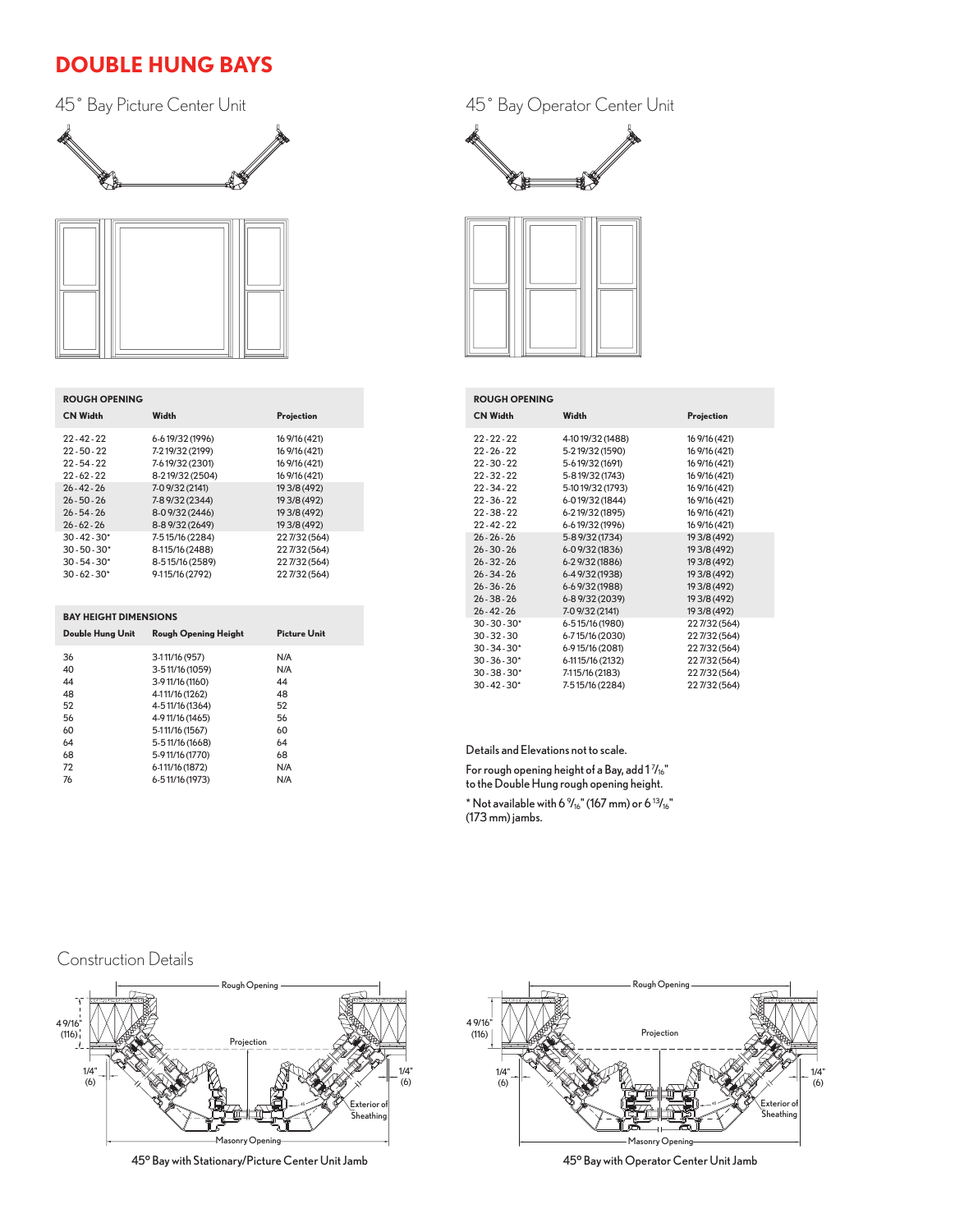# DOUBLE HUNG BAYS

## 45° Bay Picture Center Unit

| ROUGH OPENING | | |
|---|---|---|
| **CN Width** | **Width** | **Projection** |
| 22 - 42 - 22 | 6-6 19/32 (1996) | 16 9/16 (421) |
| 22 - 50 - 22 | 7-2 19/32 (2199) | 16 9/16 (421) |
| 22 - 54 - 22 | 7-6 19/32 (2301) | 16 9/16 (421) |
| 22 - 62 - 22 | 8-2 19/32 (2504) | 16 9/16 (421) |
| 26 - 42 - 26 | 7-0 9/32 (2141) | 19 3/8 (492) |
| 26 - 50 - 26 | 7-8 9/32 (2344) | 19 3/8 (492) |
| 26 - 54 - 26 | 8-0 9/32 (2446) | 19 3/8 (492) |
| 26 - 62 - 26 | 8-8 9/32 (2649) | 19 3/8 (492) |
| 30 - 42 - 30* | 7-5 15/16 (2284) | 22 7/32 (564) |
| 30 - 50 - 30* | 8-1 15/16 (2488) | 22 7/32 (564) |
| 30 - 54 - 30* | 8-5 15/16 (2589) | 22 7/32 (564) |
| 30 - 62 - 30* | 9-1 15/16 (2792) | 22 7/32 (564) |

| BAY HEIGHT DIMENSIONS | | |
|---|---|---|
| **Double Hung Unit** | **Rough Opening Height** | **Picture Unit** |
| 36 | 3-1 11/16 (957) | N/A |
| 40 | 3-5 11/16 (1059) | N/A |
| 44 | 3-9 11/16 (1160) | 44 |
| 48 | 4-1 11/16 (1262) | 48 |
| 52 | 4-5 11/16 (1364) | 52 |
| 56 | 4-9 11/16 (1465) | 56 |
| 60 | 5-1 11/16 (1567) | 60 |
| 64 | 5-5 11/16 (1668) | 64 |
| 68 | 5-9 11/16 (1770) | 68 |
| 72 | 6-1 11/16 (1872) | N/A |
| 76 | 6-5 11/16 (1973) | N/A |

## 45° Bay Operator Center Unit

| ROUGH OPENING | | |
|---|---|---|
| **CN Width** | **Width** | **Projection** |
| 22 - 22 - 22 | 4-10 19/32 (1488) | 16 9/16 (421) |
| 22 - 26 - 22 | 5-2 19/32 (1590) | 16 9/16 (421) |
| 22 - 30 - 22 | 5-6 19/32 (1691) | 16 9/16 (421) |
| 22 - 32 - 22 | 5-8 19/32 (1743) | 16 9/16 (421) |
| 22 - 34 - 22 | 5-10 19/32 (1793) | 16 9/16 (421) |
| 22 - 36 - 22 | 6-0 19/32 (1844) | 16 9/16 (421) |
| 22 - 38 - 22 | 6-2 19/32 (1895) | 16 9/16 (421) |
| 22 - 42 - 22 | 6-6 19/32 (1996) | 16 9/16 (421) |
| 26 - 26 - 26 | 5-8 9/32 (1734) | 19 3/8 (492) |
| 26 - 30 - 26 | 6-0 9/32 (1836) | 19 3/8 (492) |
| 26 - 32 - 26 | 6-2 9/32 (1886) | 19 3/8 (492) |
| 26 - 34 - 26 | 6-4 9/32 (1938) | 19 3/8 (492) |
| 26 - 36 - 26 | 6-6 9/32 (1988) | 19 3/8 (492) |
| 26 - 38 - 26 | 6-8 9/32 (2039) | 19 3/8 (492) |
| 26 - 42 - 26 | 7-0 9/32 (2141) | 19 3/8 (492) |
| 30 - 30 - 30* | 6-5 15/16 (1980) | 22 7/32 (564) |
| 30 - 32 - 30 | 6-7 15/16 (2030) | 22 7/32 (564) |
| 30 - 34 - 30* | 6-9 15/16 (2081) | 22 7/32 (564) |
| 30 - 36 - 30* | 6-11 15/16 (2132) | 22 7/32 (564) |
| 30 - 38 - 30* | 7-1 15/16 (2183) | 22 7/32 (564) |
| 30 - 42 - 30* | 7-5 15/16 (2284) | 22 7/32 (564) |

Details and Elevations not to scale.

For rough opening height of a Bay, add 1 7/16" to the Double Hung rough opening height.

* Not available with 6 9/16" (167 mm) or 6 13/16" (173 mm) jambs.

## Construction Details

Rough Opening
Projection
4 9/16" (116)
1/4" (6)
1/4" (6)
Exterior of Sheathing
Masonry Opening

45° Bay with Stationary/Picture Center Unit Jamb

Rough Opening
Projection
4 9/16" (116)
1/4" (6)
1/4" (6)
Exterior of Sheathing
Masonry Opening

45° Bay with Operator Center Unit Jamb